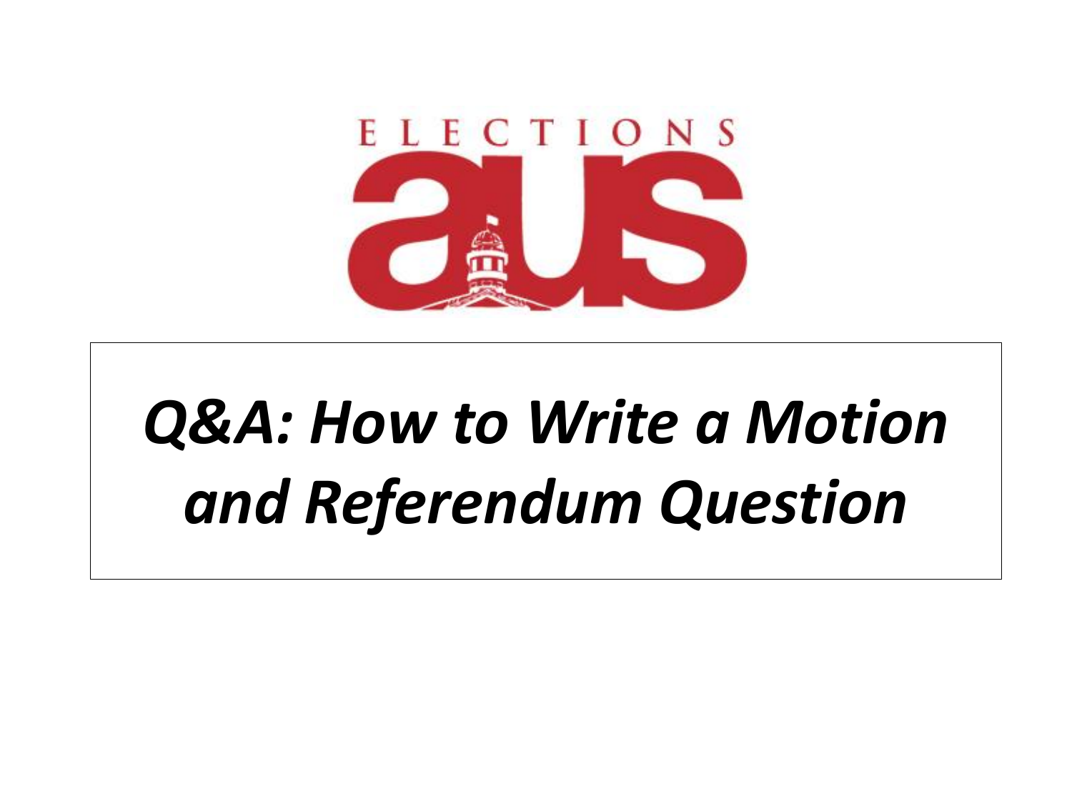ELECTIONS

aus

# *Q&A: How to Write a Motion and Referendum Question*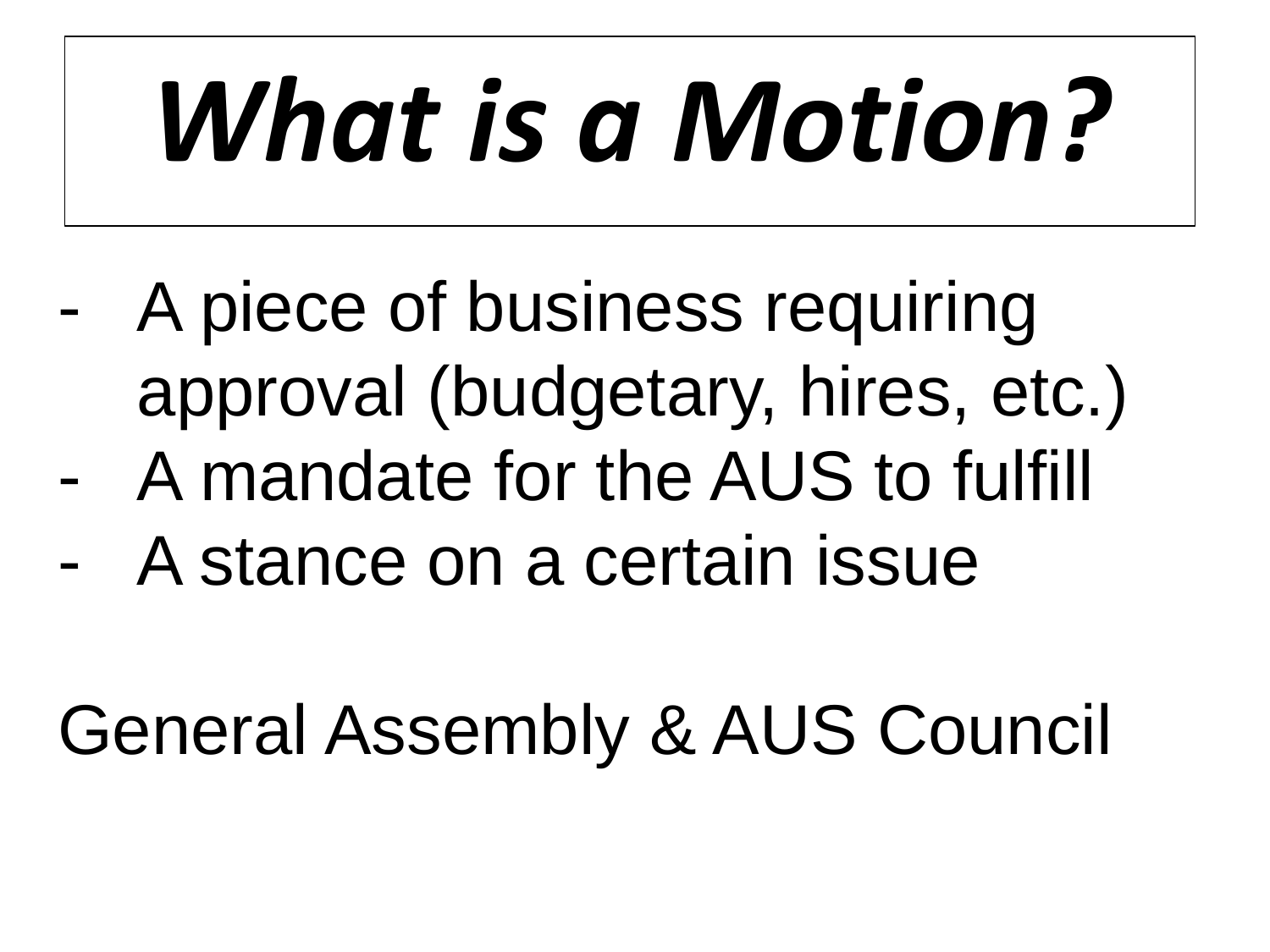# *What is a Motion?*

- A piece of business requiring approval (budgetary, hires, etc.)
- A mandate for the AUS to fulfill
- A stance on a certain issue

General Assembly & AUS Council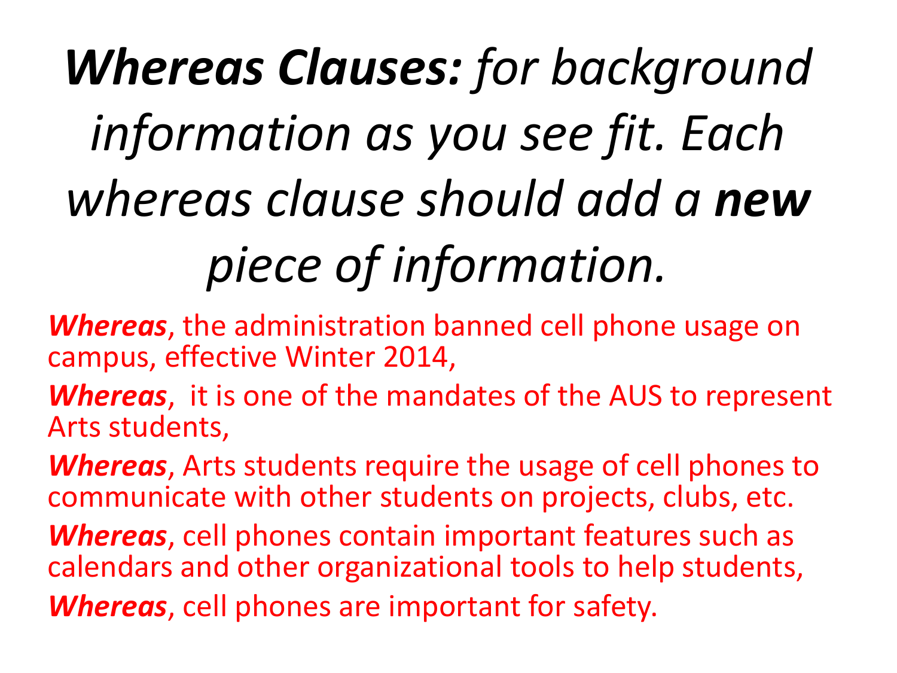# ***Whereas Clauses:*** *for background information as you see fit. Each whereas clause should add a* ***new*** *piece of information.*

***Whereas***, the administration banned cell phone usage on campus, effective Winter 2014,

***Whereas***,  it is one of the mandates of the AUS to represent Arts students,

***Whereas***, Arts students require the usage of cell phones to communicate with other students on projects, clubs, etc.

***Whereas***, cell phones contain important features such as calendars and other organizational tools to help students,

***Whereas***, cell phones are important for safety.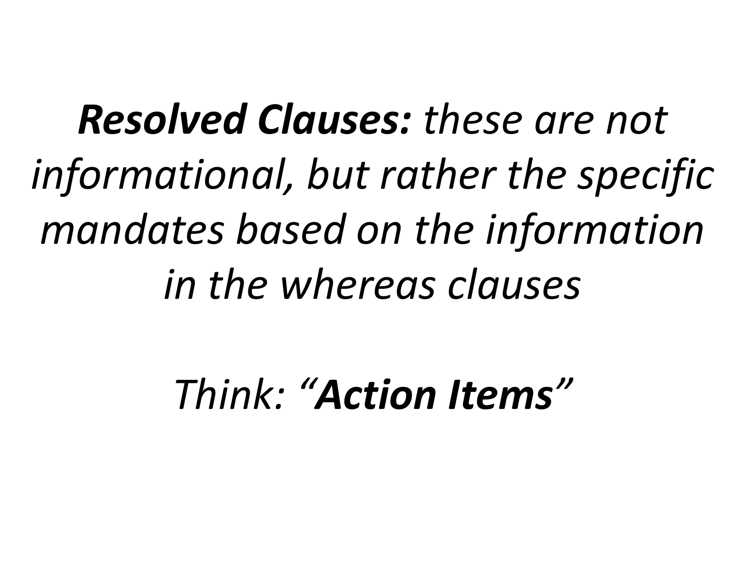***Resolved Clauses:*** *these are not informational, but rather the specific mandates based on the information in the whereas clauses*

*Think: "**Action Items**"*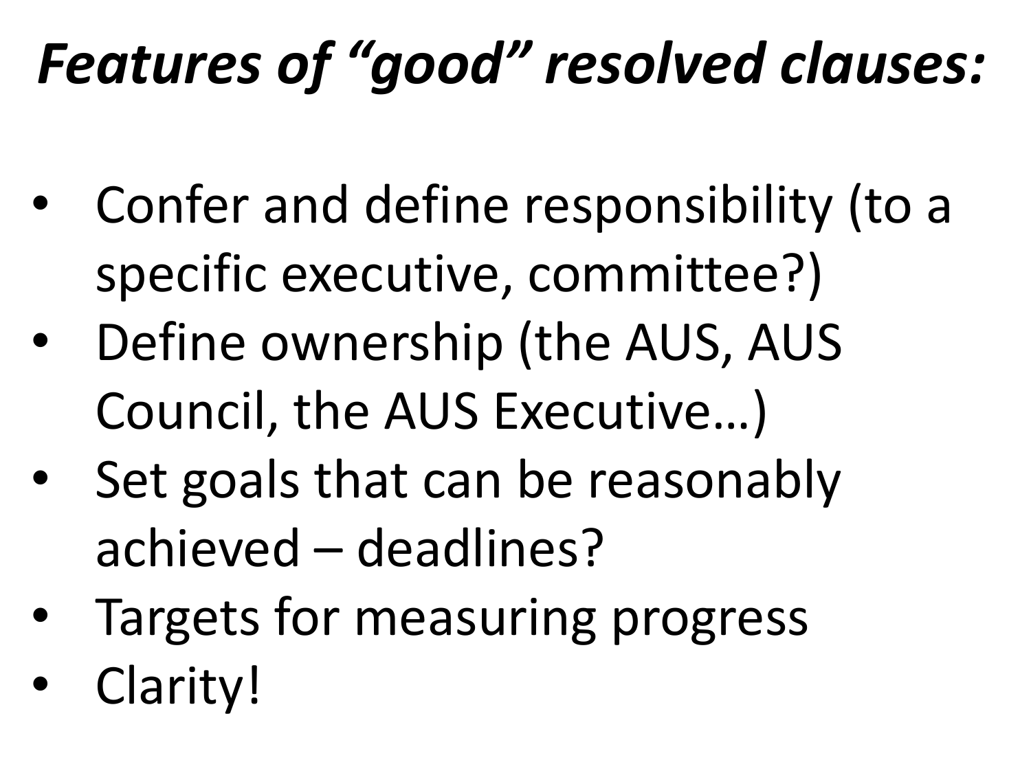# *Features of “good” resolved clauses:*

- Confer and define responsibility (to a specific executive, committee?)
- Define ownership (the AUS, AUS Council, the AUS Executive…)
- Set goals that can be reasonably achieved – deadlines?
- Targets for measuring progress
- Clarity!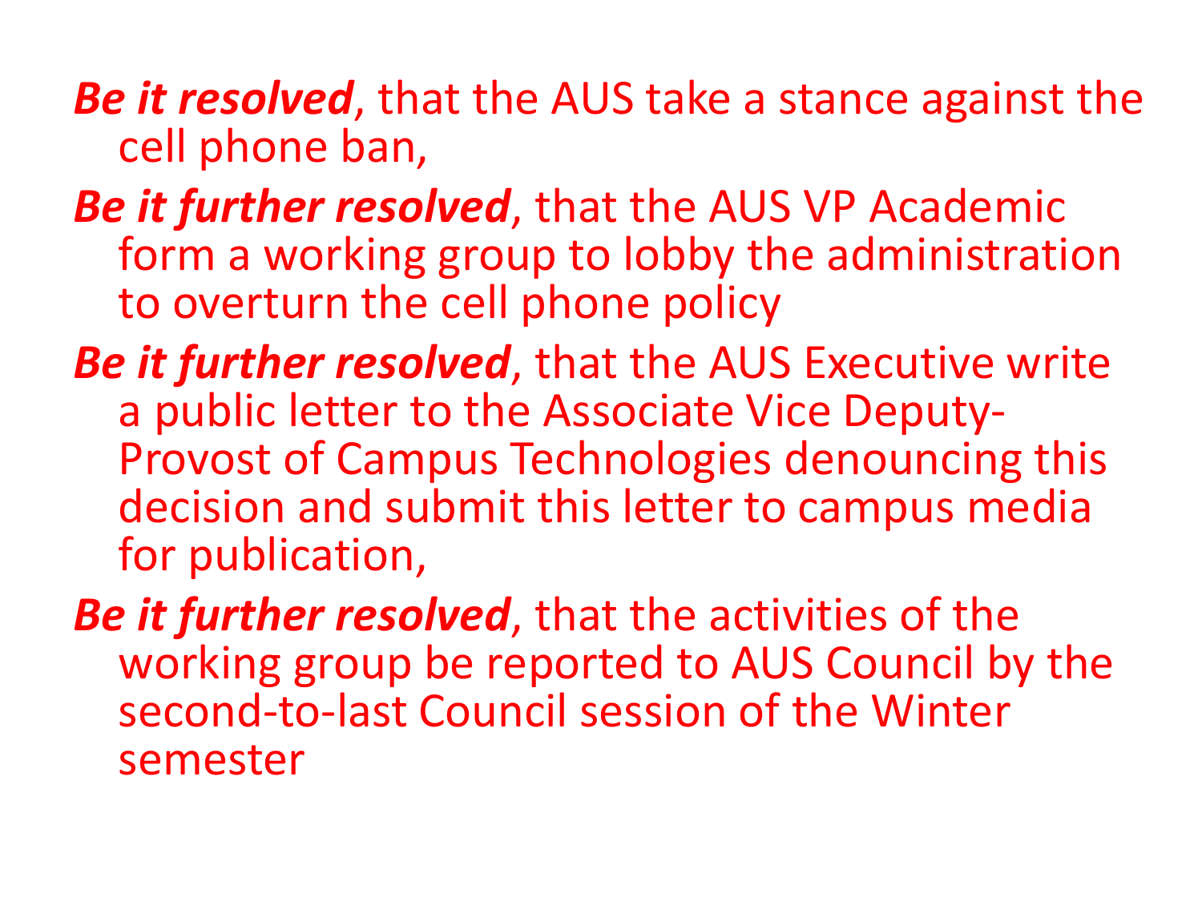***Be it resolved***, that the AUS take a stance against the cell phone ban,

***Be it further resolved***, that the AUS VP Academic form a working group to lobby the administration to overturn the cell phone policy

***Be it further resolved***, that the AUS Executive write a public letter to the Associate Vice Deputy-Provost of Campus Technologies denouncing this decision and submit this letter to campus media for publication,

***Be it further resolved***, that the activities of the working group be reported to AUS Council by the second-to-last Council session of the Winter semester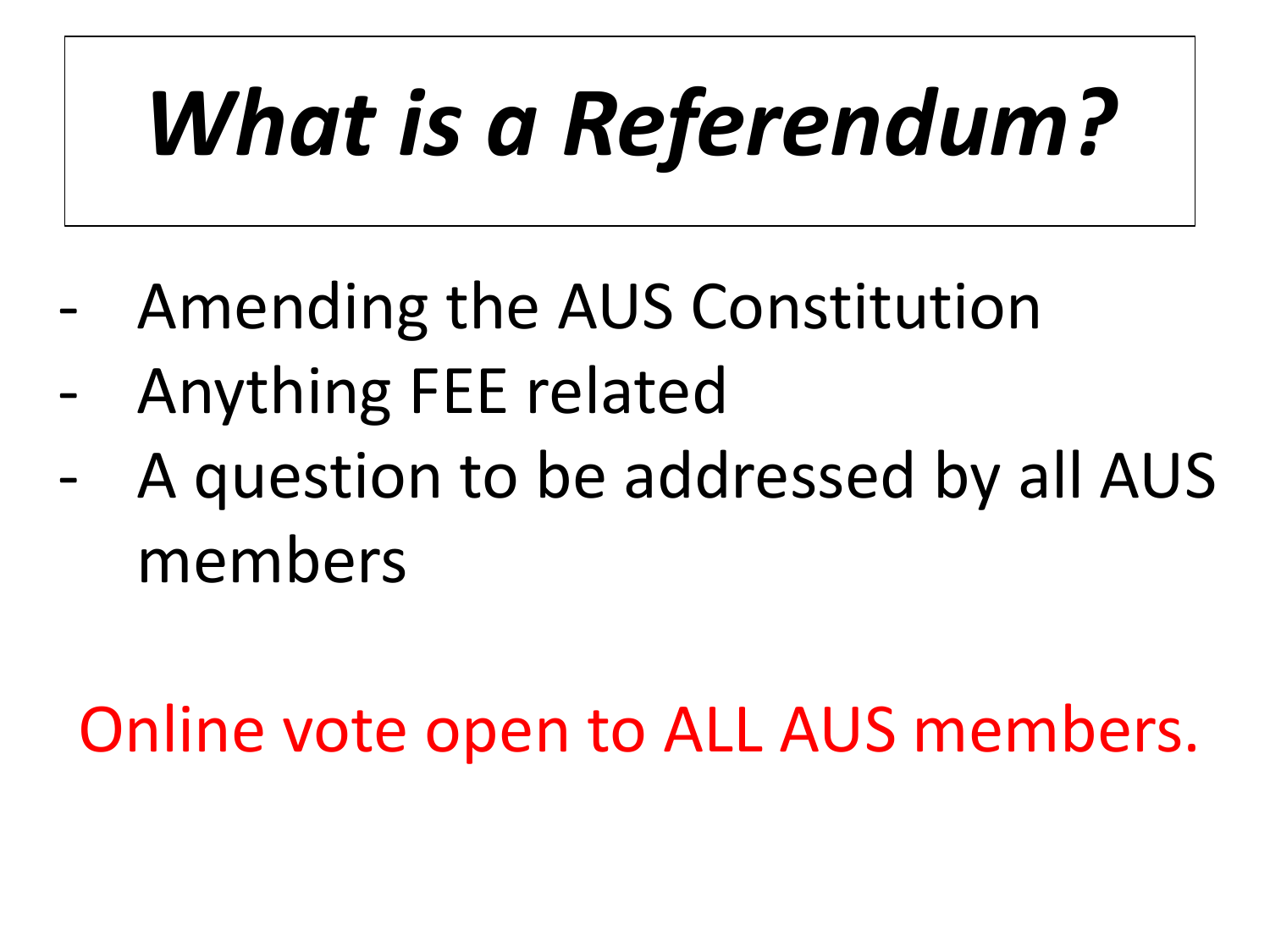# *What is a Referendum?*

- Amending the AUS Constitution
- Anything FEE related
- A question to be addressed by all AUS members

Online vote open to ALL AUS members.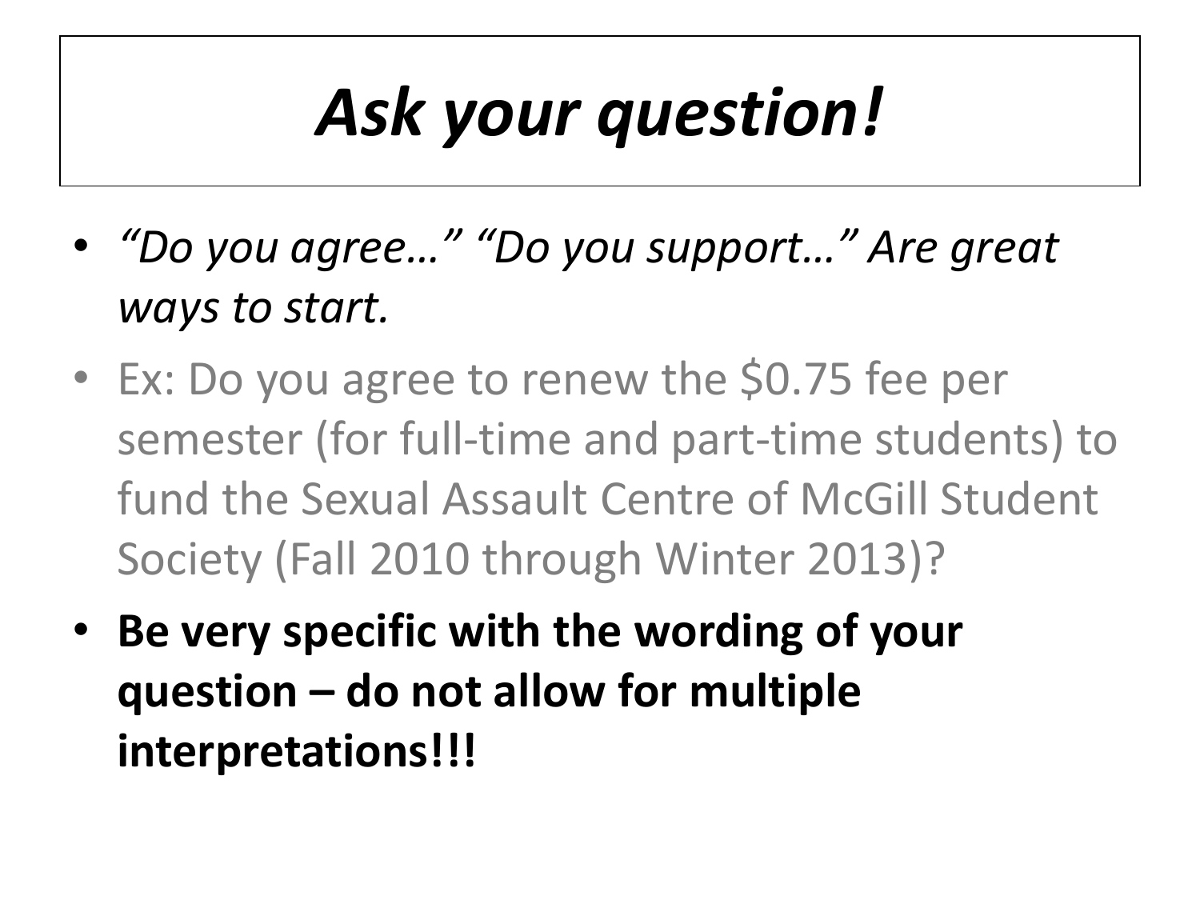# *Ask your question!*

- *"Do you agree…" "Do you support…" Are great ways to start.*
- Ex: Do you agree to renew the $0.75 fee per semester (for full-time and part-time students) to fund the Sexual Assault Centre of McGill Student Society (Fall 2010 through Winter 2013)?
- **Be very specific with the wording of your question – do not allow for multiple interpretations!!!**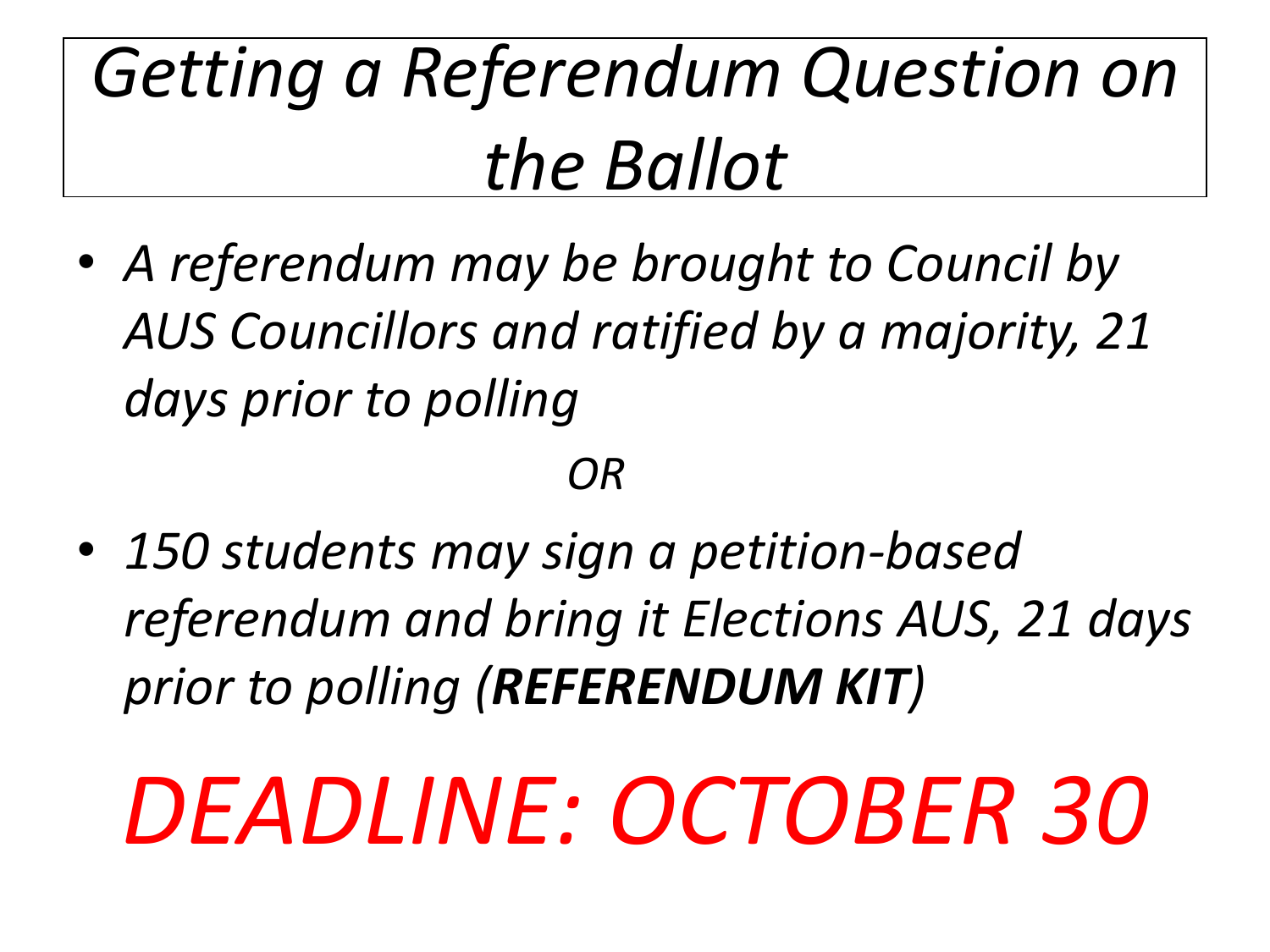# *Getting a Referendum Question on the Ballot*

- *A referendum may be brought to Council by AUS Councillors and ratified by a majority, 21 days prior to polling*

*OR*

- *150 students may sign a petition-based referendum and bring it Elections AUS, 21 days prior to polling (**REFERENDUM KIT**)*

*DEADLINE: OCTOBER 30*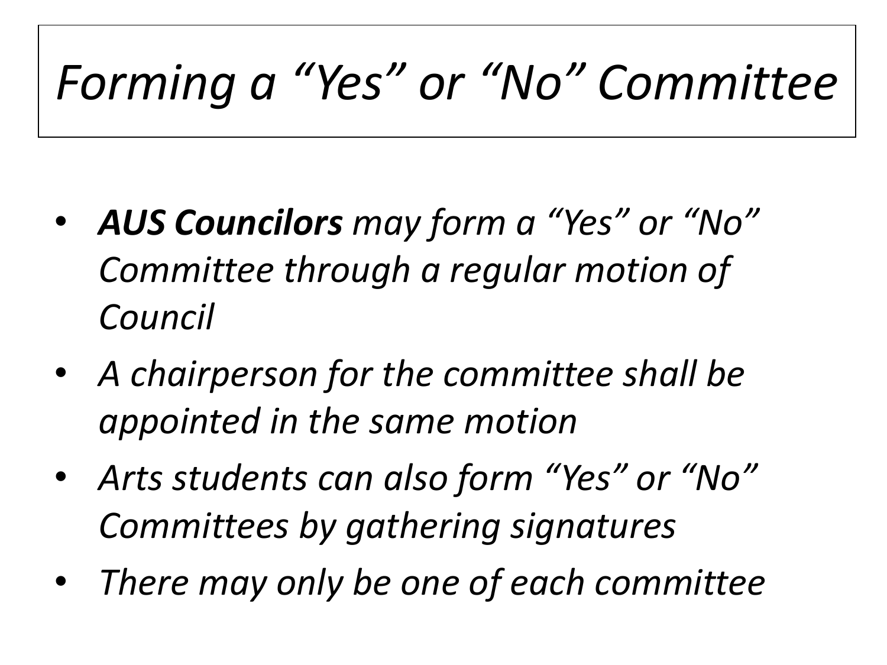# *Forming a "Yes" or "No" Committee*

- ***AUS Councilors** may form a "Yes" or "No" Committee through a regular motion of Council*
- *A chairperson for the committee shall be appointed in the same motion*
- *Arts students can also form "Yes" or "No" Committees by gathering signatures*
- *There may only be one of each committee*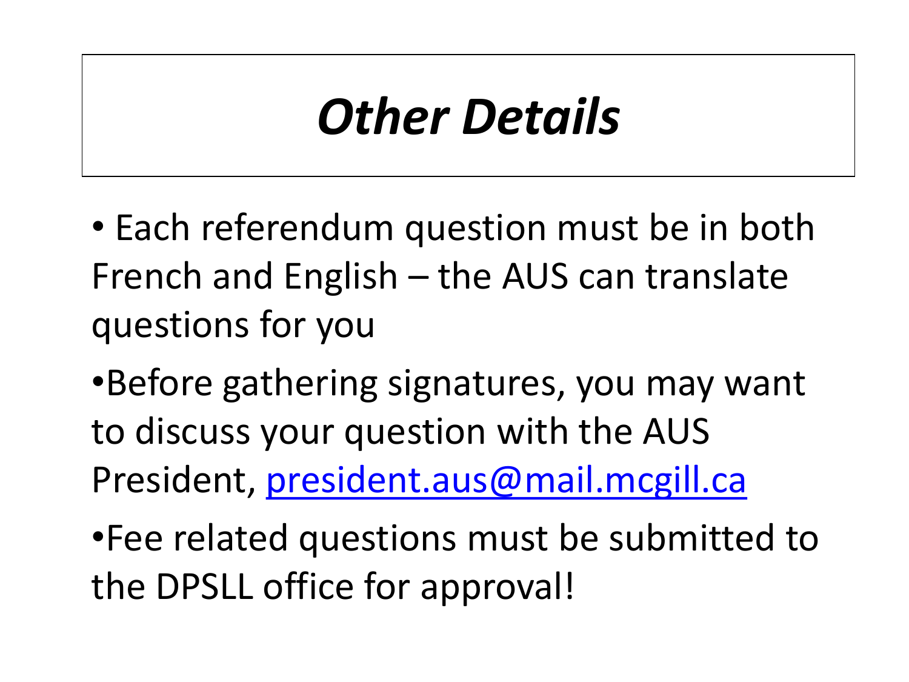# *Other Details*

- Each referendum question must be in both French and English – the AUS can translate questions for you
- Before gathering signatures, you may want to discuss your question with the AUS President, president.aus@mail.mcgill.ca
- Fee related questions must be submitted to the DPSLL office for approval!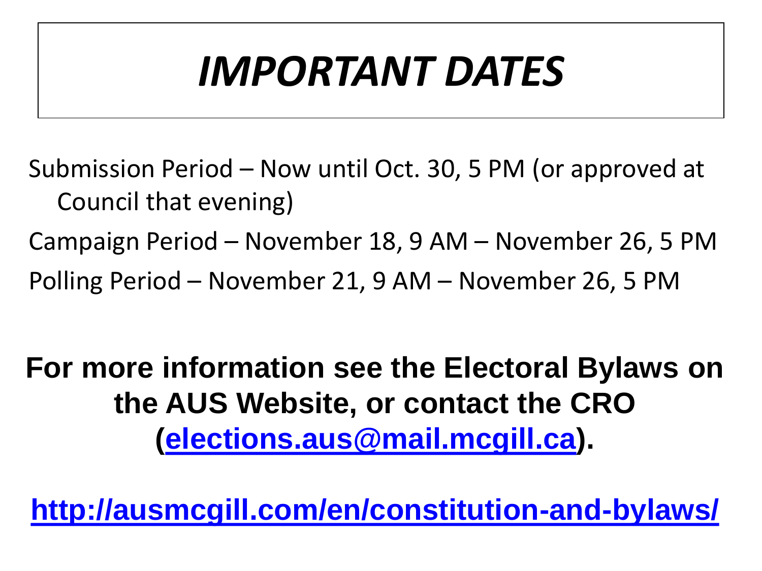# *IMPORTANT DATES*

Submission Period – Now until Oct. 30, 5 PM (or approved at Council that evening)

Campaign Period – November 18, 9 AM – November 26, 5 PM

Polling Period – November 21, 9 AM – November 26, 5 PM

**For more information see the Electoral Bylaws on the AUS Website, or contact the CRO (elections.aus@mail.mcgill.ca).**

**http://ausmcgill.com/en/constitution-and-bylaws/**